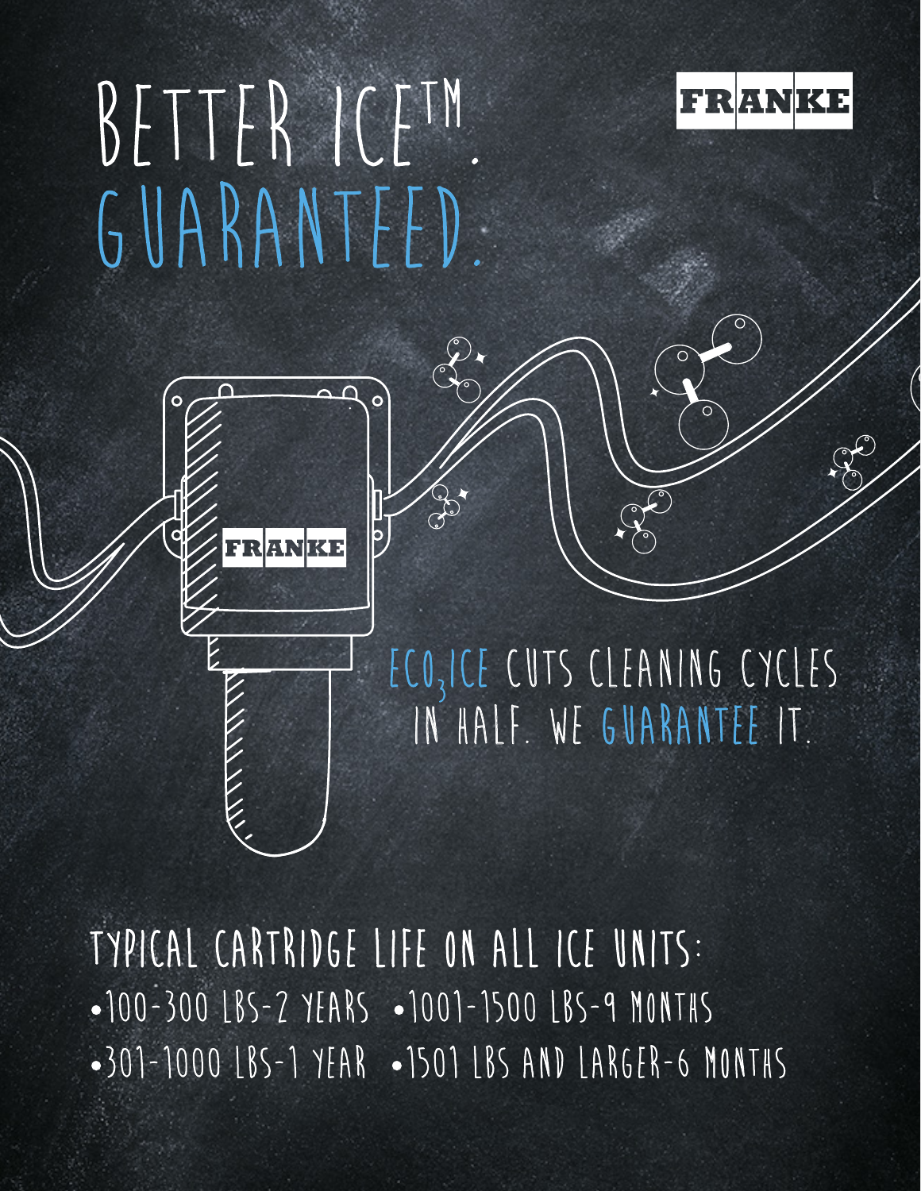# BETTER ICE™. GUARANTEED.

FRANKE

FRANKE

ECO$_3$ICE CUTS CLEANING CYCLES IN HALF. WE GUARANTEE IT.

## TYPICAL CARTRIDGE LIFE ON ALL ICE UNITS:

- 100-300 LBS-2 YEARS
- 1001-1500 LBS-9 MONTHS
- 301-1000 LBS-1 YEAR
- 1501 LBS AND LARGER-6 MONTHS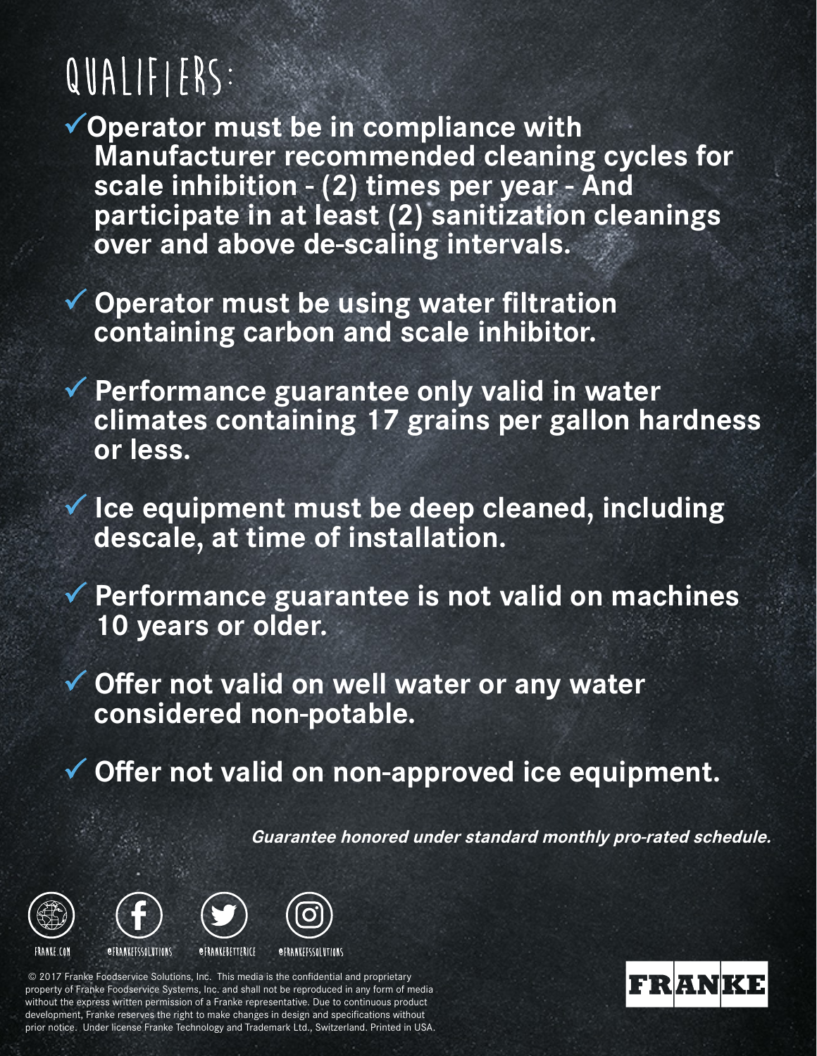# QUALIFIERS:

- ✓ **Operator must be in compliance with Manufacturer recommended cleaning cycles for scale inhibition - (2) times per year - And participate in at least (2) sanitization cleanings over and above de-scaling intervals.**
- ✓ **Operator must be using water filtration containing carbon and scale inhibitor.**
- ✓ **Performance guarantee only valid in water climates containing 17 grains per gallon hardness or less.**
- ✓ **Ice equipment must be deep cleaned, including descale, at time of installation.**
- ✓ **Performance guarantee is not valid on machines 10 years or older.**
- ✓ **Offer not valid on well water or any water considered non-potable.**
- ✓ **Offer not valid on non-approved ice equipment.**

***Guarantee honored under standard monthly pro-rated schedule.***

FRANKE.COM @FRANKEFSSOLUTIONS @FRANKEBETTERICE @FRANKEFSSOLUTIONS

© 2017 Franke Foodservice Solutions, Inc. This media is the confidential and proprietary property of Franke Foodservice Systems, Inc. and shall not be reproduced in any form of media without the express written permission of a Franke representative. Due to continuous product development, Franke reserves the right to make changes in design and specifications without prior notice. Under license Franke Technology and Trademark Ltd., Switzerland. Printed in USA.

FRANKE